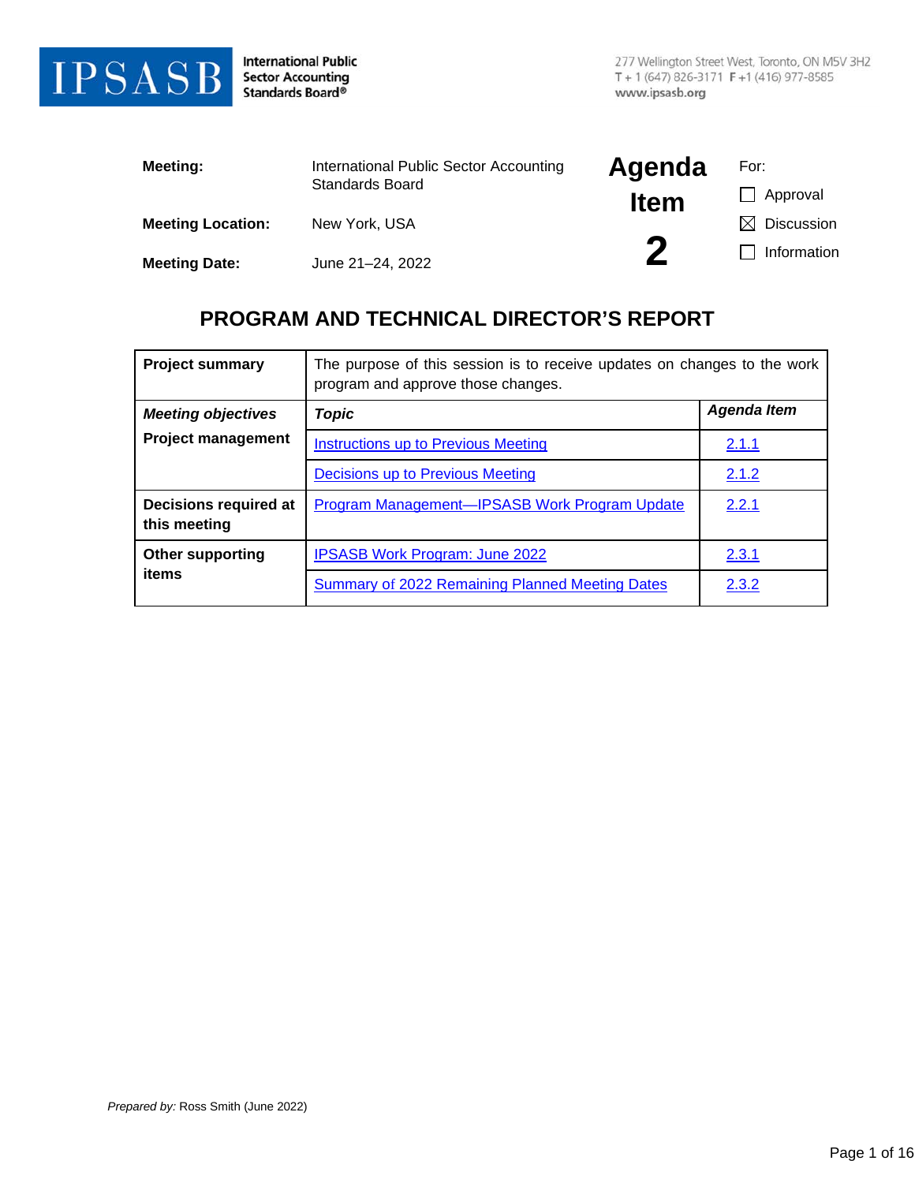**IPSASB** International Public Sector Accounting Standards Board®

277 Wellington Street West, Toronto, ON M5V 3H2
T + 1 (647) 826-3171 F +1 (416) 977-8585
www.ipsasb.org

| | | | |
|---|---|---|---|
| **Meeting:** | International Public Sector Accounting Standards Board | **Agenda Item 2** | For: |
| **Meeting Location:** | New York, USA | | ☐ Approval |
| **Meeting Date:** | June 21–24, 2022 | | ☒ Discussion |
| | | | ☐ Information |

## PROGRAM AND TECHNICAL DIRECTOR'S REPORT

| | | |
|---|---|---|
| **Project summary** | The purpose of this session is to receive updates on changes to the work program and approve those changes. | |
| ***Meeting objectives*** | ***Topic*** | ***Agenda Item*** |
| **Project management** | Instructions up to Previous Meeting | 2.1.1 |
| | Decisions up to Previous Meeting | 2.1.2 |
| **Decisions required at this meeting** | Program Management—IPSASB Work Program Update | 2.2.1 |
| **Other supporting items** | IPSASB Work Program: June 2022 | 2.3.1 |
| | Summary of 2022 Remaining Planned Meeting Dates | 2.3.2 |

*Prepared by:* Ross Smith (June 2022)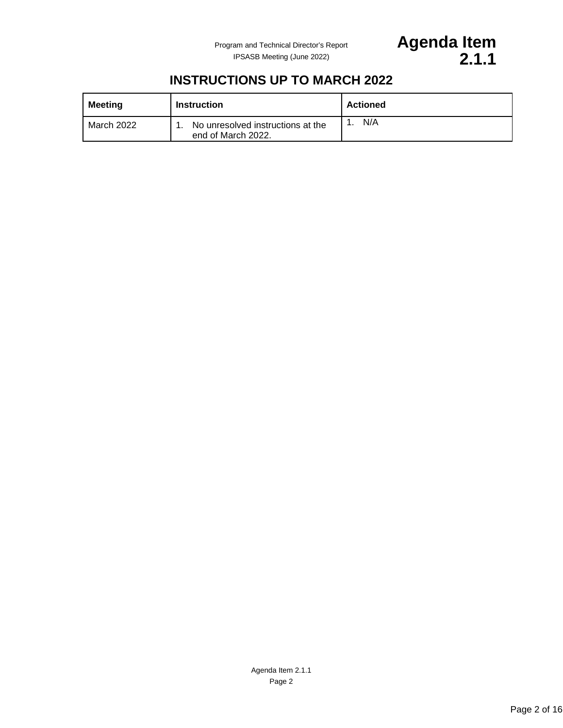# INSTRUCTIONS UP TO MARCH 2022

| Meeting | Instruction | Actioned |
| --- | --- | --- |
| March 2022 | 1. No unresolved instructions at the end of March 2022. | 1. N/A |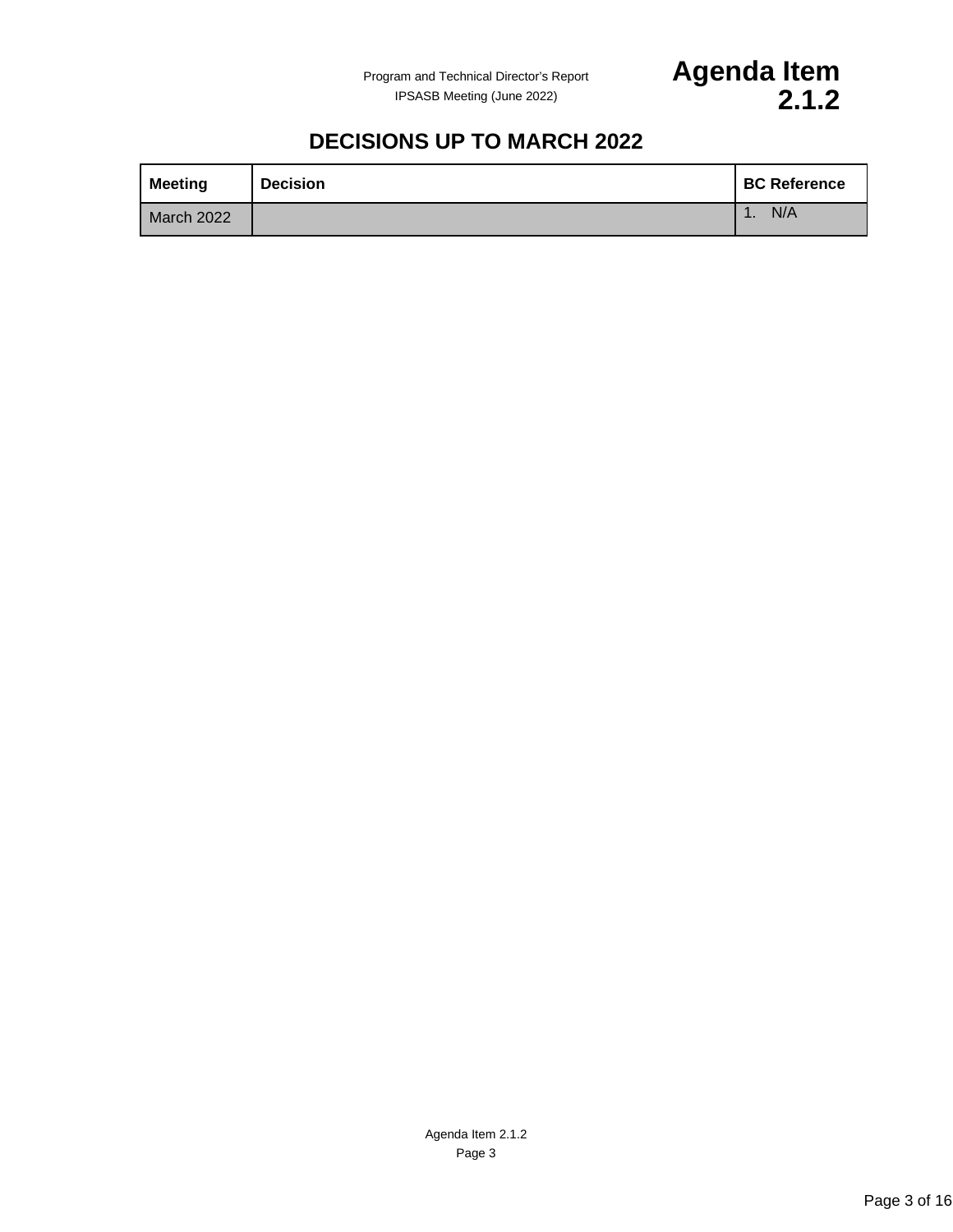# DECISIONS UP TO MARCH 2022

| Meeting | Decision | BC Reference |
|---|---|---|
| March 2022 | | 1. N/A |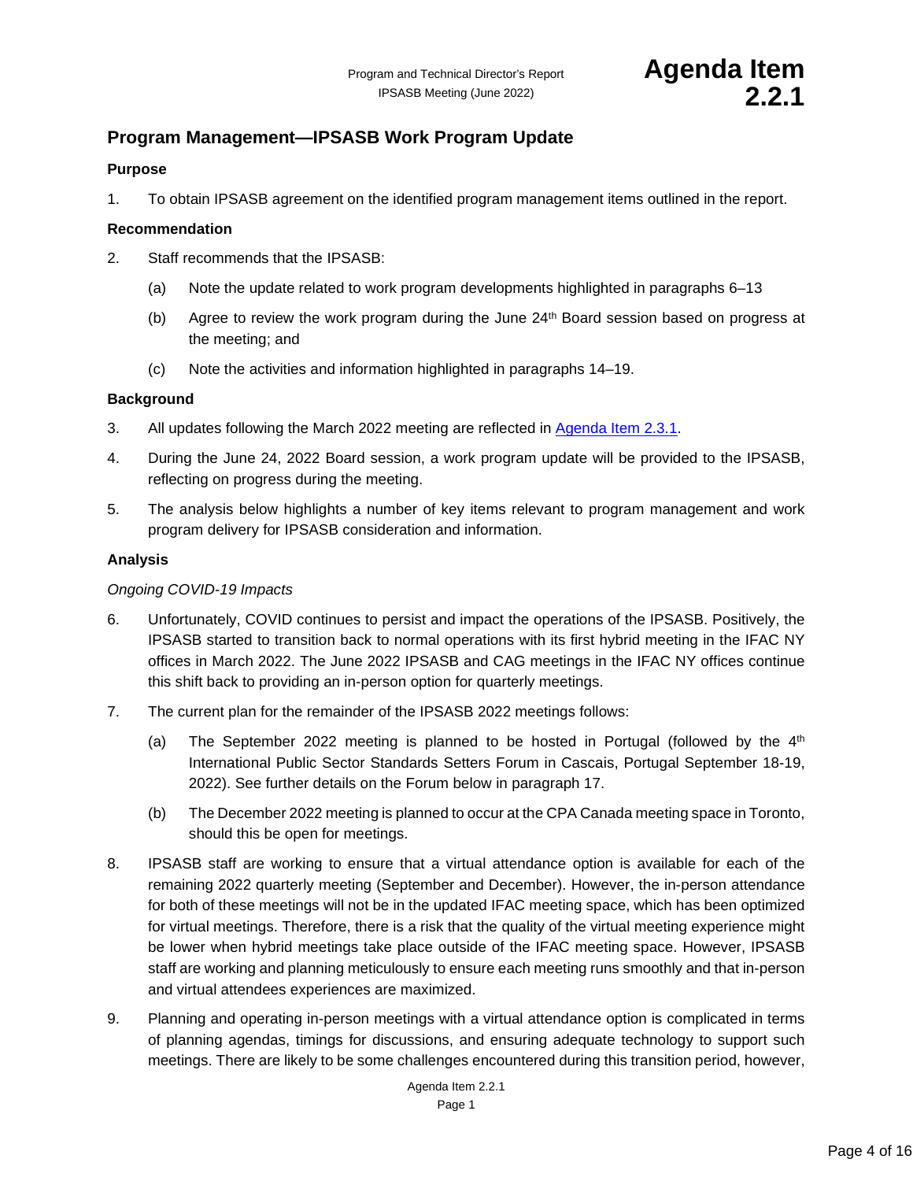Program and Technical Director's Report
IPSASB Meeting (June 2022)

**Agenda Item 2.2.1**

## Program Management—IPSASB Work Program Update

### Purpose

1. To obtain IPSASB agreement on the identified program management items outlined in the report.

### Recommendation

2. Staff recommends that the IPSASB:

   (a) Note the update related to work program developments highlighted in paragraphs 6–13

   (b) Agree to review the work program during the June 24th Board session based on progress at the meeting; and

   (c) Note the activities and information highlighted in paragraphs 14–19.

### Background

3. All updates following the March 2022 meeting are reflected in Agenda Item 2.3.1.

4. During the June 24, 2022 Board session, a work program update will be provided to the IPSASB, reflecting on progress during the meeting.

5. The analysis below highlights a number of key items relevant to program management and work program delivery for IPSASB consideration and information.

### Analysis

*Ongoing COVID-19 Impacts*

6. Unfortunately, COVID continues to persist and impact the operations of the IPSASB. Positively, the IPSASB started to transition back to normal operations with its first hybrid meeting in the IFAC NY offices in March 2022. The June 2022 IPSASB and CAG meetings in the IFAC NY offices continue this shift back to providing an in-person option for quarterly meetings.

7. The current plan for the remainder of the IPSASB 2022 meetings follows:

   (a) The September 2022 meeting is planned to be hosted in Portugal (followed by the 4th International Public Sector Standards Setters Forum in Cascais, Portugal September 18-19, 2022). See further details on the Forum below in paragraph 17.

   (b) The December 2022 meeting is planned to occur at the CPA Canada meeting space in Toronto, should this be open for meetings.

8. IPSASB staff are working to ensure that a virtual attendance option is available for each of the remaining 2022 quarterly meeting (September and December). However, the in-person attendance for both of these meetings will not be in the updated IFAC meeting space, which has been optimized for virtual meetings. Therefore, there is a risk that the quality of the virtual meeting experience might be lower when hybrid meetings take place outside of the IFAC meeting space. However, IPSASB staff are working and planning meticulously to ensure each meeting runs smoothly and that in-person and virtual attendees experiences are maximized.

9. Planning and operating in-person meetings with a virtual attendance option is complicated in terms of planning agendas, timings for discussions, and ensuring adequate technology to support such meetings. There are likely to be some challenges encountered during this transition period, however,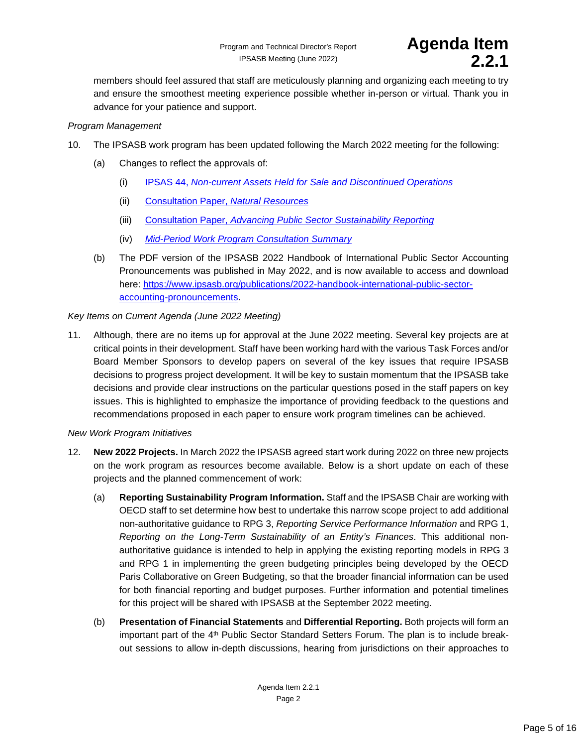members should feel assured that staff are meticulously planning and organizing each meeting to try and ensure the smoothest meeting experience possible whether in-person or virtual. Thank you in advance for your patience and support.

*Program Management*

10. The IPSASB work program has been updated following the March 2022 meeting for the following:

    (a) Changes to reflect the approvals of:

    (i) [IPSAS 44, *Non-current Assets Held for Sale and Discontinued Operations*]()

    (ii) [Consultation Paper, *Natural Resources*]()

    (iii) [Consultation Paper, *Advancing Public Sector Sustainability Reporting*]()

    (iv) [*Mid-Period Work Program Consultation Summary*]()

    (b) The PDF version of the IPSASB 2022 Handbook of International Public Sector Accounting Pronouncements was published in May 2022, and is now available to access and download here: [https://www.ipsasb.org/publications/2022-handbook-international-public-sector-accounting-pronouncements](https://www.ipsasb.org/publications/2022-handbook-international-public-sector-accounting-pronouncements).

*Key Items on Current Agenda (June 2022 Meeting)*

11. Although, there are no items up for approval at the June 2022 meeting. Several key projects are at critical points in their development. Staff have been working hard with the various Task Forces and/or Board Member Sponsors to develop papers on several of the key issues that require IPSASB decisions to progress project development. It will be key to sustain momentum that the IPSASB take decisions and provide clear instructions on the particular questions posed in the staff papers on key issues. This is highlighted to emphasize the importance of providing feedback to the questions and recommendations proposed in each paper to ensure work program timelines can be achieved.

*New Work Program Initiatives*

12. **New 2022 Projects.** In March 2022 the IPSASB agreed start work during 2022 on three new projects on the work program as resources become available. Below is a short update on each of these projects and the planned commencement of work:

    (a) **Reporting Sustainability Program Information.** Staff and the IPSASB Chair are working with OECD staff to set determine how best to undertake this narrow scope project to add additional non-authoritative guidance to RPG 3, *Reporting Service Performance Information* and RPG 1, *Reporting on the Long-Term Sustainability of an Entity's Finances*. This additional non-authoritative guidance is intended to help in applying the existing reporting models in RPG 3 and RPG 1 in implementing the green budgeting principles being developed by the OECD Paris Collaborative on Green Budgeting, so that the broader financial information can be used for both financial reporting and budget purposes. Further information and potential timelines for this project will be shared with IPSASB at the September 2022 meeting.

    (b) **Presentation of Financial Statements** and **Differential Reporting.** Both projects will form an important part of the 4th Public Sector Standard Setters Forum. The plan is to include break-out sessions to allow in-depth discussions, hearing from jurisdictions on their approaches to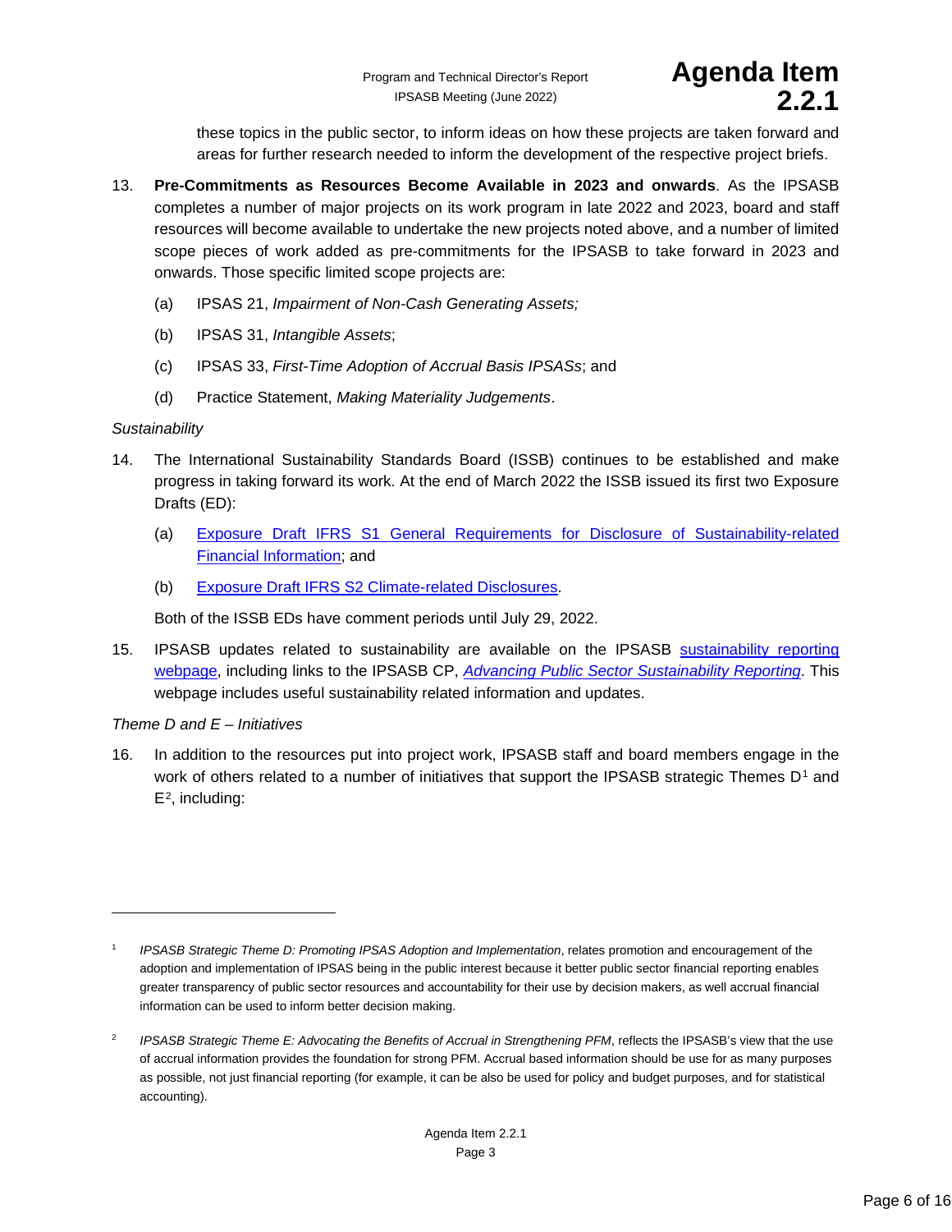these topics in the public sector, to inform ideas on how these projects are taken forward and areas for further research needed to inform the development of the respective project briefs.

13. **Pre-Commitments as Resources Become Available in 2023 and onwards**. As the IPSASB completes a number of major projects on its work program in late 2022 and 2023, board and staff resources will become available to undertake the new projects noted above, and a number of limited scope pieces of work added as pre-commitments for the IPSASB to take forward in 2023 and onwards. Those specific limited scope projects are:

    (a) IPSAS 21, *Impairment of Non-Cash Generating Assets;*

    (b) IPSAS 31, *Intangible Assets*;

    (c) IPSAS 33, *First-Time Adoption of Accrual Basis IPSASs*; and

    (d) Practice Statement, *Making Materiality Judgements*.

*Sustainability*

14. The International Sustainability Standards Board (ISSB) continues to be established and make progress in taking forward its work. At the end of March 2022 the ISSB issued its first two Exposure Drafts (ED):

    (a) Exposure Draft IFRS S1 General Requirements for Disclosure of Sustainability-related Financial Information; and

    (b) Exposure Draft IFRS S2 Climate-related Disclosures.

    Both of the ISSB EDs have comment periods until July 29, 2022.

15. IPSASB updates related to sustainability are available on the IPSASB sustainability reporting webpage, including links to the IPSASB CP, *Advancing Public Sector Sustainability Reporting*. This webpage includes useful sustainability related information and updates.

*Theme D and E – Initiatives*

16. In addition to the resources put into project work, IPSASB staff and board members engage in the work of others related to a number of initiatives that support the IPSASB strategic Themes D[1] and E[2], including:

---

[1] *IPSASB Strategic Theme D: Promoting IPSAS Adoption and Implementation*, relates promotion and encouragement of the adoption and implementation of IPSAS being in the public interest because it better public sector financial reporting enables greater transparency of public sector resources and accountability for their use by decision makers, as well accrual financial information can be used to inform better decision making.

[2] *IPSASB Strategic Theme E: Advocating the Benefits of Accrual in Strengthening PFM*, reflects the IPSASB's view that the use of accrual information provides the foundation for strong PFM. Accrual based information should be use for as many purposes as possible, not just financial reporting (for example, it can be also be used for policy and budget purposes, and for statistical accounting).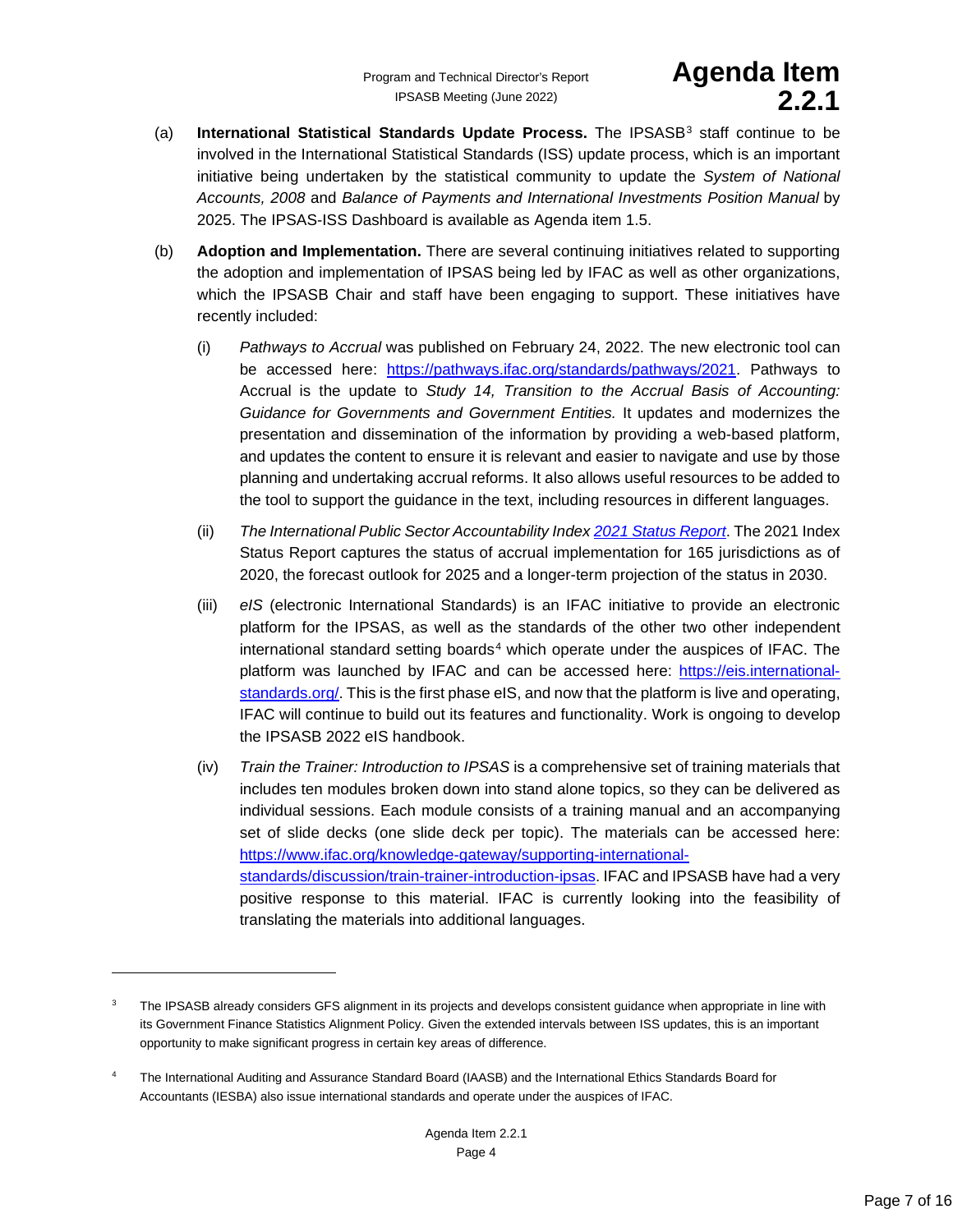(a) **International Statistical Standards Update Process.** The IPSASB[3] staff continue to be involved in the International Statistical Standards (ISS) update process, which is an important initiative being undertaken by the statistical community to update the *System of National Accounts, 2008* and *Balance of Payments and International Investments Position Manual* by 2025. The IPSAS-ISS Dashboard is available as Agenda item 1.5.

(b) **Adoption and Implementation.** There are several continuing initiatives related to supporting the adoption and implementation of IPSAS being led by IFAC as well as other organizations, which the IPSASB Chair and staff have been engaging to support. These initiatives have recently included:

   (i) *Pathways to Accrual* was published on February 24, 2022. The new electronic tool can be accessed here: https://pathways.ifac.org/standards/pathways/2021. Pathways to Accrual is the update to *Study 14, Transition to the Accrual Basis of Accounting: Guidance for Governments and Government Entities.* It updates and modernizes the presentation and dissemination of the information by providing a web-based platform, and updates the content to ensure it is relevant and easier to navigate and use by those planning and undertaking accrual reforms. It also allows useful resources to be added to the tool to support the guidance in the text, including resources in different languages.

   (ii) *The International Public Sector Accountability Index 2021 Status Report*. The 2021 Index Status Report captures the status of accrual implementation for 165 jurisdictions as of 2020, the forecast outlook for 2025 and a longer-term projection of the status in 2030.

   (iii) *eIS* (electronic International Standards) is an IFAC initiative to provide an electronic platform for the IPSAS, as well as the standards of the other two other independent international standard setting boards[4] which operate under the auspices of IFAC. The platform was launched by IFAC and can be accessed here: https://eis.international-standards.org/. This is the first phase eIS, and now that the platform is live and operating, IFAC will continue to build out its features and functionality. Work is ongoing to develop the IPSASB 2022 eIS handbook.

   (iv) *Train the Trainer: Introduction to IPSAS* is a comprehensive set of training materials that includes ten modules broken down into stand alone topics, so they can be delivered as individual sessions. Each module consists of a training manual and an accompanying set of slide decks (one slide deck per topic). The materials can be accessed here: https://www.ifac.org/knowledge-gateway/supporting-international-standards/discussion/train-trainer-introduction-ipsas. IFAC and IPSASB have had a very positive response to this material. IFAC is currently looking into the feasibility of translating the materials into additional languages.

---

[3] The IPSASB already considers GFS alignment in its projects and develops consistent guidance when appropriate in line with its Government Finance Statistics Alignment Policy. Given the extended intervals between ISS updates, this is an important opportunity to make significant progress in certain key areas of difference.

[4] The International Auditing and Assurance Standard Board (IAASB) and the International Ethics Standards Board for Accountants (IESBA) also issue international standards and operate under the auspices of IFAC.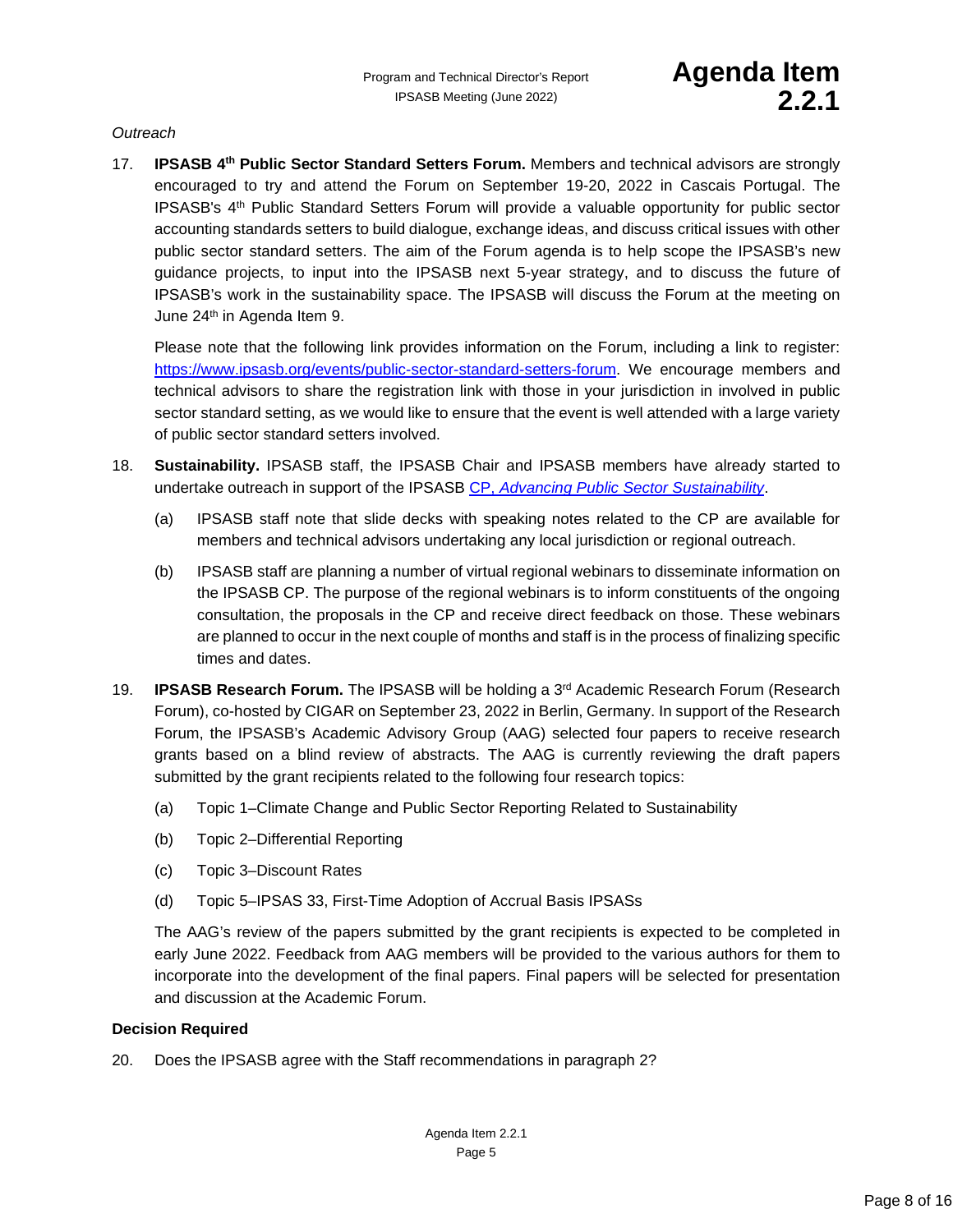*Outreach*

17. **IPSASB 4th Public Sector Standard Setters Forum.** Members and technical advisors are strongly encouraged to try and attend the Forum on September 19-20, 2022 in Cascais Portugal. The IPSASB's 4th Public Standard Setters Forum will provide a valuable opportunity for public sector accounting standards setters to build dialogue, exchange ideas, and discuss critical issues with other public sector standard setters. The aim of the Forum agenda is to help scope the IPSASB's new guidance projects, to input into the IPSASB next 5-year strategy, and to discuss the future of IPSASB's work in the sustainability space. The IPSASB will discuss the Forum at the meeting on June 24th in Agenda Item 9.

    Please note that the following link provides information on the Forum, including a link to register: [https://www.ipsasb.org/events/public-sector-standard-setters-forum](https://www.ipsasb.org/events/public-sector-standard-setters-forum). We encourage members and technical advisors to share the registration link with those in your jurisdiction in involved in public sector standard setting, as we would like to ensure that the event is well attended with a large variety of public sector standard setters involved.

18. **Sustainability.** IPSASB staff, the IPSASB Chair and IPSASB members have already started to undertake outreach in support of the IPSASB CP, *Advancing Public Sector Sustainability*.

    (a) IPSASB staff note that slide decks with speaking notes related to the CP are available for members and technical advisors undertaking any local jurisdiction or regional outreach.

    (b) IPSASB staff are planning a number of virtual regional webinars to disseminate information on the IPSASB CP. The purpose of the regional webinars is to inform constituents of the ongoing consultation, the proposals in the CP and receive direct feedback on those. These webinars are planned to occur in the next couple of months and staff is in the process of finalizing specific times and dates.

19. **IPSASB Research Forum.** The IPSASB will be holding a 3rd Academic Research Forum (Research Forum), co-hosted by CIGAR on September 23, 2022 in Berlin, Germany. In support of the Research Forum, the IPSASB's Academic Advisory Group (AAG) selected four papers to receive research grants based on a blind review of abstracts. The AAG is currently reviewing the draft papers submitted by the grant recipients related to the following four research topics:

    (a) Topic 1–Climate Change and Public Sector Reporting Related to Sustainability

    (b) Topic 2–Differential Reporting

    (c) Topic 3–Discount Rates

    (d) Topic 5–IPSAS 33, First-Time Adoption of Accrual Basis IPSASs

    The AAG's review of the papers submitted by the grant recipients is expected to be completed in early June 2022. Feedback from AAG members will be provided to the various authors for them to incorporate into the development of the final papers. Final papers will be selected for presentation and discussion at the Academic Forum.

**Decision Required**

20. Does the IPSASB agree with the Staff recommendations in paragraph 2?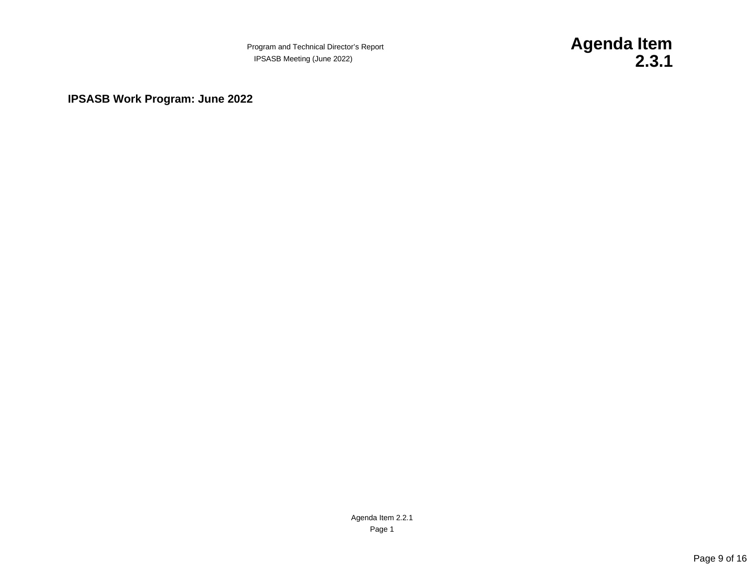**Agenda Item 2.3.1**

## IPSASB Work Program: June 2022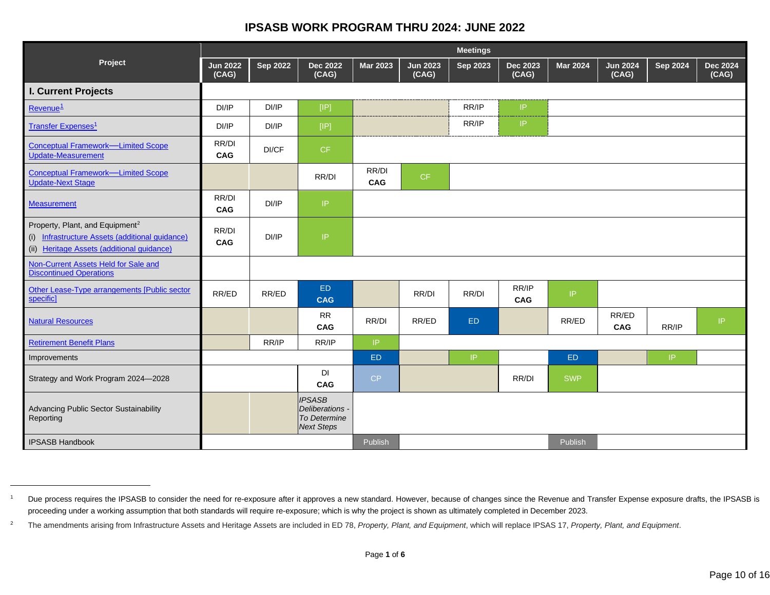# IPSASB WORK PROGRAM THRU 2024: JUNE 2022

| Project | Jun 2022 (CAG) | Sep 2022 | Dec 2022 (CAG) | Mar 2023 | Jun 2023 (CAG) | Sep 2023 | Dec 2023 (CAG) | Mar 2024 | Jun 2024 (CAG) | Sep 2024 | Dec 2024 (CAG) |
|---|---|---|---|---|---|---|---|---|---|---|---|
| **I. Current Projects** | | | | | | | | | | | |
| Revenue[1] | DI/IP | DI/IP | [IP] | | | RR/IP | IP | | | | |
| Transfer Expenses[1] | DI/IP | DI/IP | [IP] | | | RR/IP | IP | | | | |
| Conceptual Framework—Limited Scope Update-Measurement | RR/DI **CAG** | DI/CF | CF | | | | | | | | |
| Conceptual Framework—Limited Scope Update-Next Stage | | | RR/DI | RR/DI **CAG** | CF | | | | | | |
| Measurement | RR/DI **CAG** | DI/IP | IP | | | | | | | | |
| Property, Plant, and Equipment[2] (i) Infrastructure Assets (additional guidance) (ii) Heritage Assets (additional guidance) | RR/DI **CAG** | DI/IP | IP | | | | | | | | |
| Non-Current Assets Held for Sale and Discontinued Operations | | | | | | | | | | | |
| Other Lease-Type arrangements [Public sector specific] | RR/ED | RR/ED | ED **CAG** | | RR/DI | RR/DI | RR/IP **CAG** | IP | | | |
| Natural Resources | | | RR **CAG** | RR/DI | RR/ED | ED | | RR/ED | RR/ED **CAG** | RR/IP | IP |
| Retirement Benefit Plans | | RR/IP | RR/IP | IP | | | | | | | |
| Improvements | | | | ED | | IP | | ED | | IP | |
| Strategy and Work Program 2024—2028 | | | DI **CAG** | CP | | | RR/DI | SWP | | | |
| Advancing Public Sector Sustainability Reporting | | | *IPSASB Deliberations - To Determine Next Steps* | | | | | | | | |
| IPSASB Handbook | | | | Publish | | | | Publish | | | |

[1] Due process requires the IPSASB to consider the need for re-exposure after it approves a new standard. However, because of changes since the Revenue and Transfer Expense exposure drafts, the IPSASB is proceeding under a working assumption that both standards will require re-exposure; which is why the project is shown as ultimately completed in December 2023.

[2] The amendments arising from Infrastructure Assets and Heritage Assets are included in ED 78, *Property, Plant, and Equipment*, which will replace IPSAS 17, *Property, Plant, and Equipment*.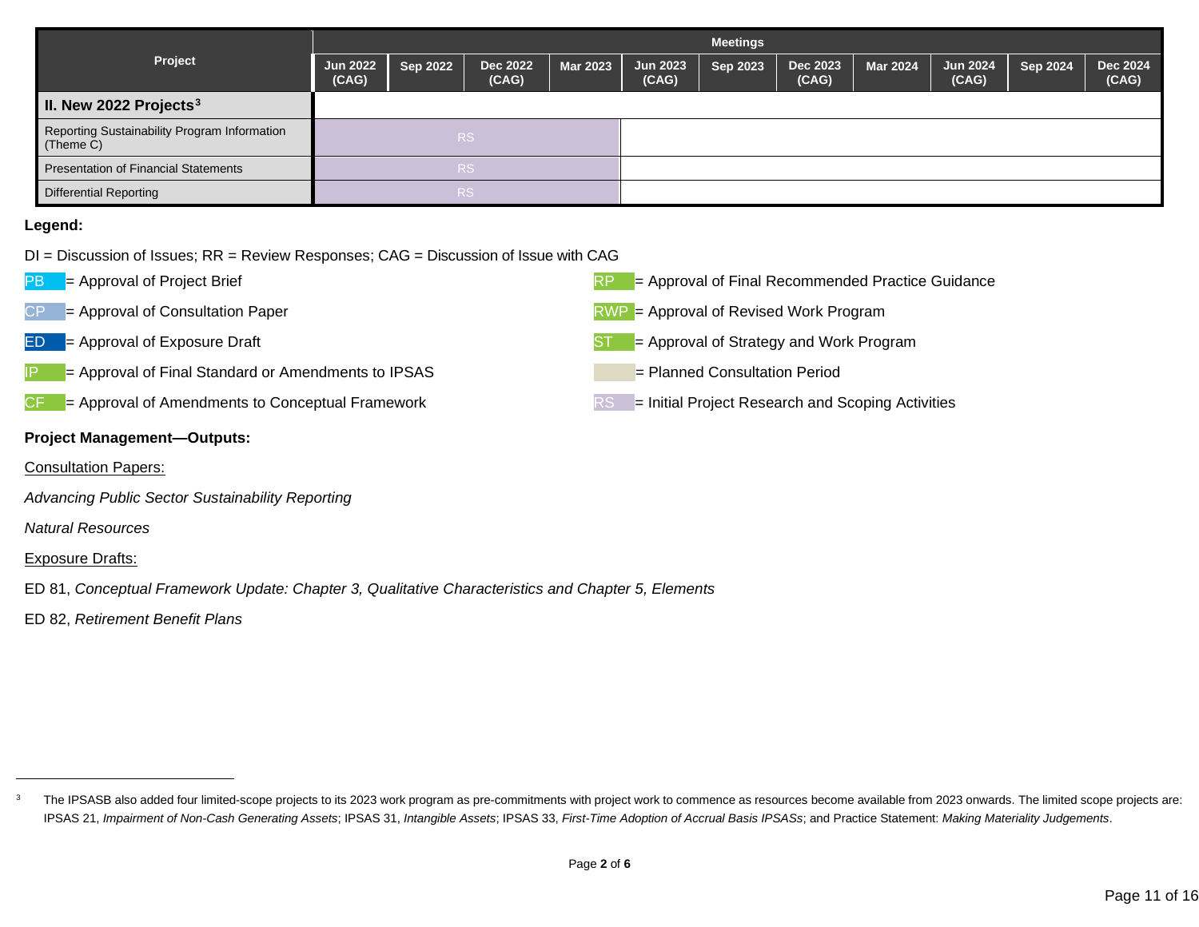| Project | Meetings | | | | | | | | | | |
|---|---|---|---|---|---|---|---|---|---|---|---|
| | Jun 2022 (CAG) | Sep 2022 | Dec 2022 (CAG) | Mar 2023 | Jun 2023 (CAG) | Sep 2023 | Dec 2023 (CAG) | Mar 2024 | Jun 2024 (CAG) | Sep 2024 | Dec 2024 (CAG) |
| **II. New 2022 Projects[3]** | | | | | | | | | | | |
| Reporting Sustainability Program Information (Theme C) | RS | RS | RS | RS | | | | | | | |
| Presentation of Financial Statements | RS | RS | RS | RS | | | | | | | |
| Differential Reporting | RS | RS | RS | RS | | | | | | | |

**Legend:**

DI = Discussion of Issues; RR = Review Responses; CAG = Discussion of Issue with CAG

PB = Approval of Project Brief

CP = Approval of Consultation Paper

ED = Approval of Exposure Draft

IP = Approval of Final Standard or Amendments to IPSAS

CF = Approval of Amendments to Conceptual Framework

RP = Approval of Final Recommended Practice Guidance

RWP = Approval of Revised Work Program

ST = Approval of Strategy and Work Program

= Planned Consultation Period

RS = Initial Project Research and Scoping Activities

**Project Management—Outputs:**

Consultation Papers:

*Advancing Public Sector Sustainability Reporting*

*Natural Resources*

Exposure Drafts:

ED 81, *Conceptual Framework Update: Chapter 3, Qualitative Characteristics and Chapter 5, Elements*

ED 82, *Retirement Benefit Plans*

---

[3] The IPSASB also added four limited-scope projects to its 2023 work program as pre-commitments with project work to commence as resources become available from 2023 onwards. The limited scope projects are: IPSAS 21, *Impairment of Non-Cash Generating Assets*; IPSAS 31, *Intangible Assets*; IPSAS 33, *First-Time Adoption of Accrual Basis IPSASs*; and Practice Statement: *Making Materiality Judgements*.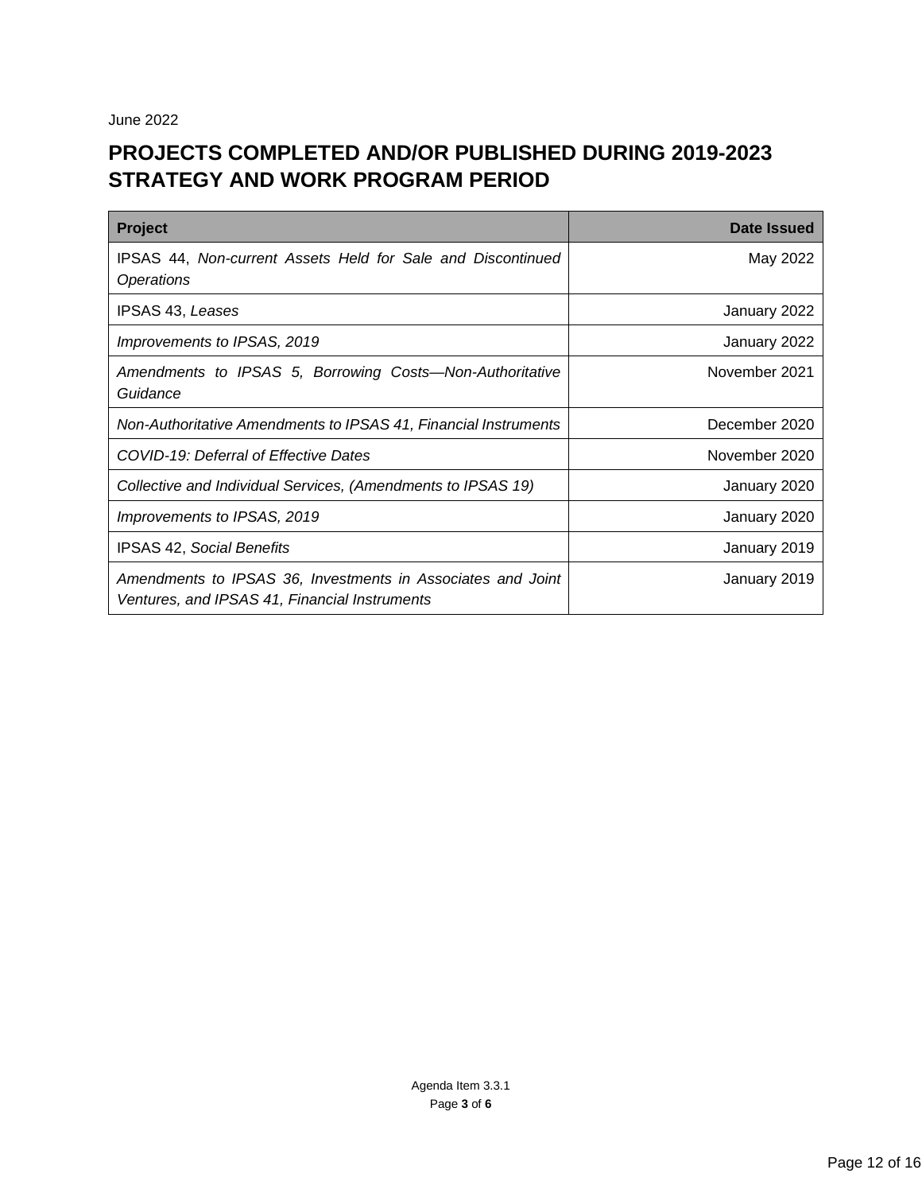June 2022

# PROJECTS COMPLETED AND/OR PUBLISHED DURING 2019-2023 STRATEGY AND WORK PROGRAM PERIOD

| Project | Date Issued |
|---|---:|
| IPSAS 44, *Non-current Assets Held for Sale and Discontinued Operations* | May 2022 |
| IPSAS 43, *Leases* | January 2022 |
| *Improvements to IPSAS, 2019* | January 2022 |
| *Amendments to IPSAS 5, Borrowing Costs—Non-Authoritative Guidance* | November 2021 |
| *Non-Authoritative Amendments to IPSAS 41, Financial Instruments* | December 2020 |
| *COVID-19: Deferral of Effective Dates* | November 2020 |
| *Collective and Individual Services, (Amendments to IPSAS 19)* | January 2020 |
| *Improvements to IPSAS, 2019* | January 2020 |
| IPSAS 42, *Social Benefits* | January 2019 |
| *Amendments to IPSAS 36, Investments in Associates and Joint Ventures, and IPSAS 41, Financial Instruments* | January 2019 |

Agenda Item 3.3.1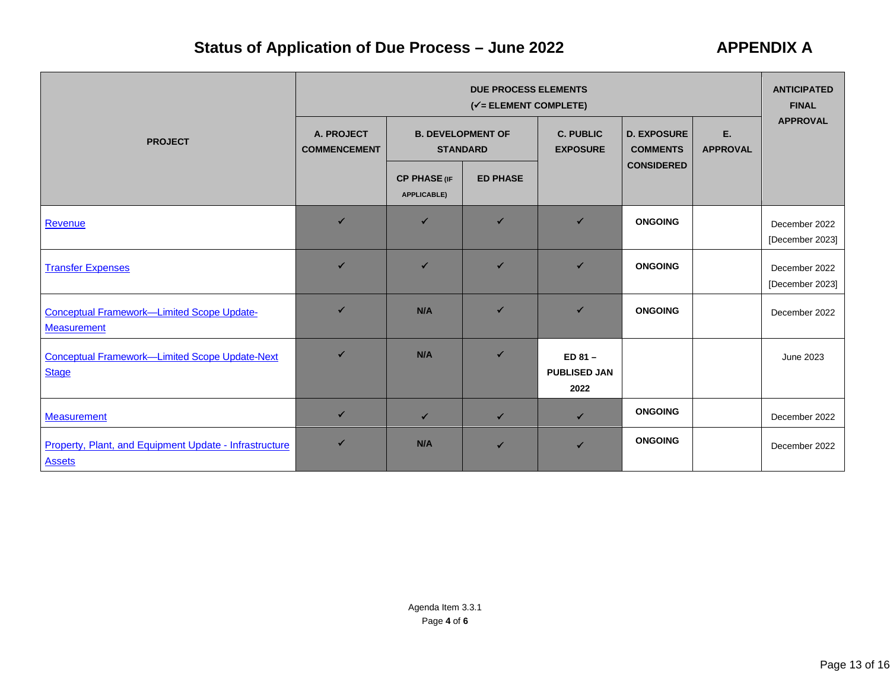# Status of Application of Due Process – June 2022

# APPENDIX A

| PROJECT | DUE PROCESS ELEMENTS (✓= ELEMENT COMPLETE) | | | | | | ANTICIPATED FINAL APPROVAL |
|---|---|---|---|---|---|---|---|
| | A. PROJECT COMMENCEMENT | B. DEVELOPMENT OF STANDARD | | C. PUBLIC EXPOSURE | D. EXPOSURE COMMENTS CONSIDERED | E. APPROVAL | |
| | | CP PHASE (IF APPLICABLE) | ED PHASE | | | | |
| Revenue | ✓ | ✓ | ✓ | ✓ | **ONGOING** | | December 2022 [December 2023] |
| Transfer Expenses | ✓ | ✓ | ✓ | ✓ | **ONGOING** | | December 2022 [December 2023] |
| Conceptual Framework—Limited Scope Update-Measurement | ✓ | **N/A** | ✓ | ✓ | **ONGOING** | | December 2022 |
| Conceptual Framework—Limited Scope Update-Next Stage | ✓ | **N/A** | ✓ | **ED 81 – PUBLISED JAN 2022** | | | June 2023 |
| Measurement | ✓ | ✓ | ✓ | ✓ | **ONGOING** | | December 2022 |
| Property, Plant, and Equipment Update - Infrastructure Assets | ✓ | **N/A** | ✓ | ✓ | **ONGOING** | | December 2022 |

Agenda Item 3.3.1
Page **4** of **6**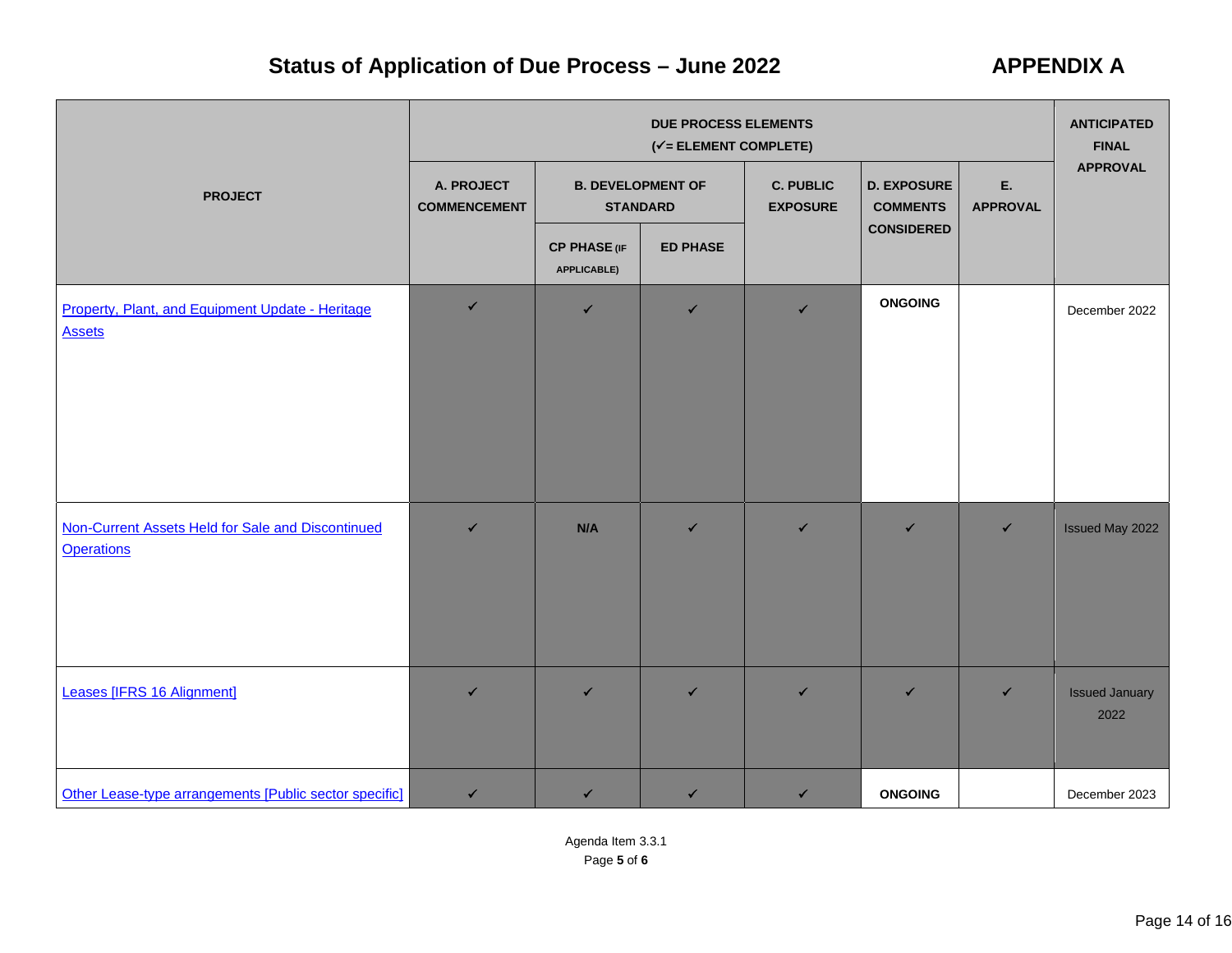# Status of Application of Due Process – June 2022

**APPENDIX A**

| PROJECT | DUE PROCESS ELEMENTS (✓= ELEMENT COMPLETE) | | | | | | ANTICIPATED FINAL APPROVAL |
|---|---|---|---|---|---|---|---|
| | A. PROJECT COMMENCEMENT | B. DEVELOPMENT OF STANDARD | | C. PUBLIC EXPOSURE | D. EXPOSURE COMMENTS CONSIDERED | E. APPROVAL | |
| | | CP PHASE (IF APPLICABLE) | ED PHASE | | | | |
| [Property, Plant, and Equipment Update - Heritage Assets] | ✓ | ✓ | ✓ | ✓ | ONGOING | | December 2022 |
| [Non-Current Assets Held for Sale and Discontinued Operations] | ✓ | N/A | ✓ | ✓ | ✓ | ✓ | Issued May 2022 |
| [Leases [IFRS 16 Alignment]] | ✓ | ✓ | ✓ | ✓ | ✓ | ✓ | Issued January 2022 |
| [Other Lease-type arrangements [Public sector specific]] | ✓ | ✓ | ✓ | ✓ | ONGOING | | December 2023 |

Agenda Item 3.3.1
Page **5** of **6**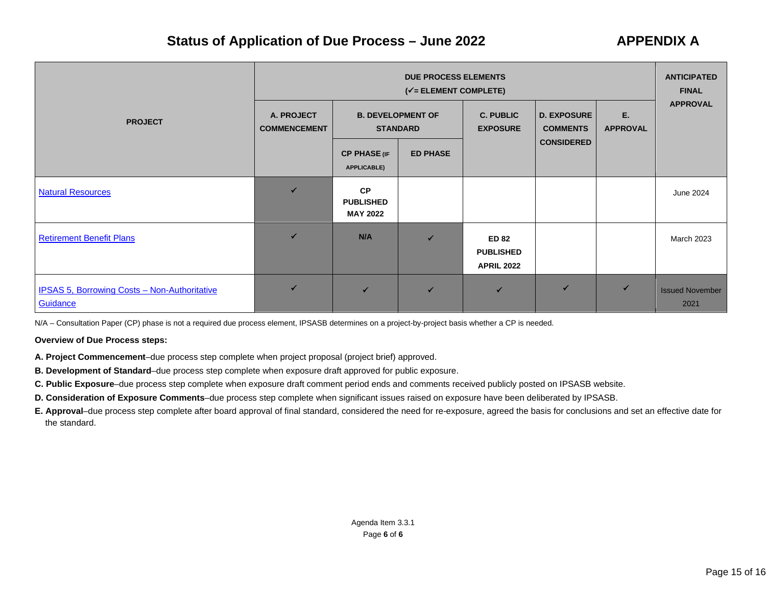# Status of Application of Due Process – June 2022

**APPENDIX A**

| PROJECT | DUE PROCESS ELEMENTS (✓= ELEMENT COMPLETE) | | | | | | ANTICIPATED FINAL APPROVAL |
|---|---|---|---|---|---|---|---|
| | A. PROJECT COMMENCEMENT | B. DEVELOPMENT OF STANDARD | | C. PUBLIC EXPOSURE | D. EXPOSURE COMMENTS CONSIDERED | E. APPROVAL | |
| | | CP PHASE (IF APPLICABLE) | ED PHASE | | | | |
| Natural Resources | ✓ | **CP PUBLISHED MAY 2022** | | | | | June 2024 |
| Retirement Benefit Plans | ✓ | **N/A** | ✓ | **ED 82 PUBLISHED APRIL 2022** | | | March 2023 |
| IPSAS 5, Borrowing Costs – Non-Authoritative Guidance | ✓ | ✓ | ✓ | ✓ | ✓ | ✓ | Issued November 2021 |

N/A – Consultation Paper (CP) phase is not a required due process element, IPSASB determines on a project-by-project basis whether a CP is needed.

**Overview of Due Process steps:**

**A. Project Commencement**–due process step complete when project proposal (project brief) approved.

**B. Development of Standard**–due process step complete when exposure draft approved for public exposure.

**C. Public Exposure**–due process step complete when exposure draft comment period ends and comments received publicly posted on IPSASB website.

**D. Consideration of Exposure Comments**–due process step complete when significant issues raised on exposure have been deliberated by IPSASB.

**E. Approval**–due process step complete after board approval of final standard, considered the need for re-exposure, agreed the basis for conclusions and set an effective date for the standard.

Agenda Item 3.3.1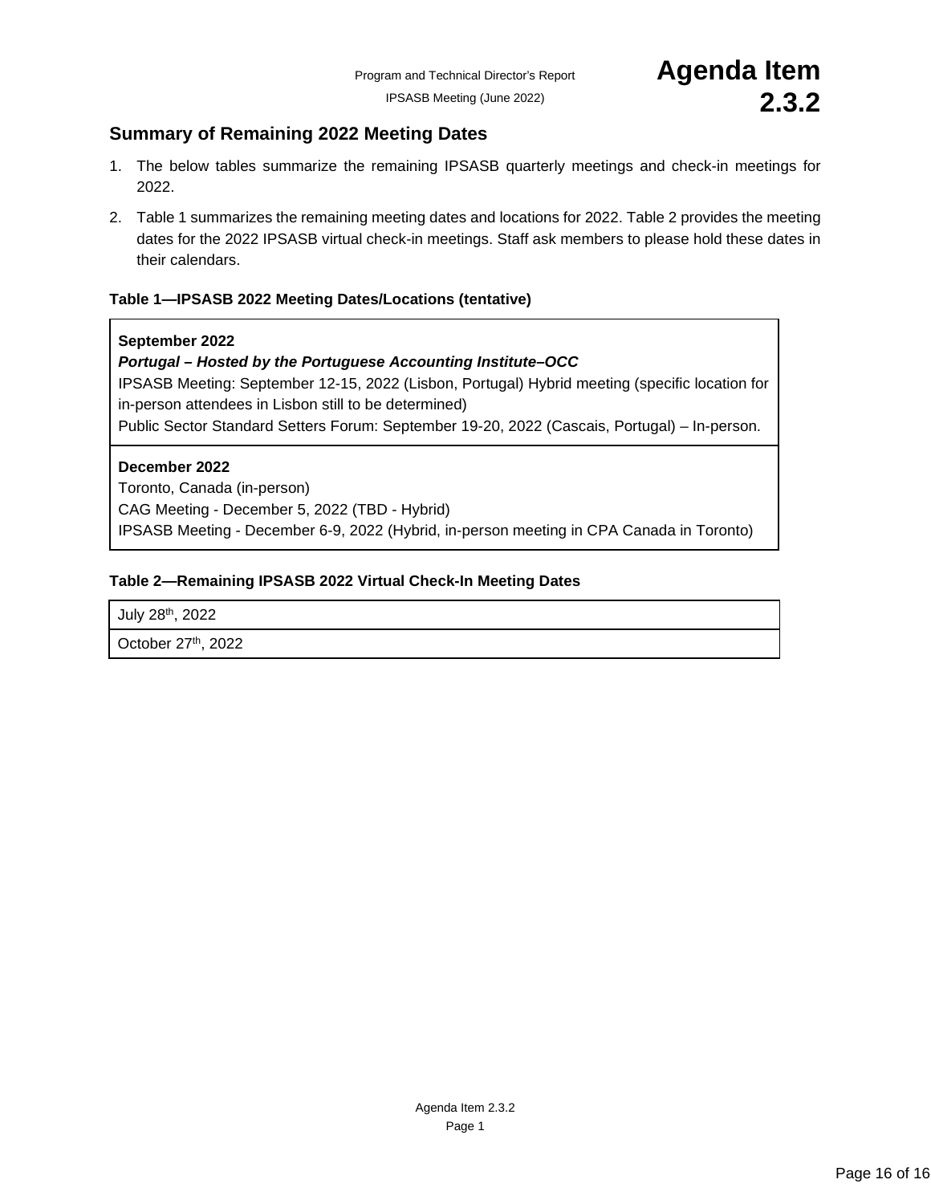## Summary of Remaining 2022 Meeting Dates

1. The below tables summarize the remaining IPSASB quarterly meetings and check-in meetings for 2022.
2. Table 1 summarizes the remaining meeting dates and locations for 2022. Table 2 provides the meeting dates for the 2022 IPSASB virtual check-in meetings. Staff ask members to please hold these dates in their calendars.

**Table 1—IPSASB 2022 Meeting Dates/Locations (tentative)**

| |
|---|
| **September 2022**<br>***Portugal – Hosted by the Portuguese Accounting Institute–OCC***<br>IPSASB Meeting: September 12-15, 2022 (Lisbon, Portugal) Hybrid meeting (specific location for in-person attendees in Lisbon still to be determined)<br>Public Sector Standard Setters Forum: September 19-20, 2022 (Cascais, Portugal) – In-person. |
| **December 2022**<br>Toronto, Canada (in-person)<br>CAG Meeting - December 5, 2022 (TBD - Hybrid)<br>IPSASB Meeting - December 6-9, 2022 (Hybrid, in-person meeting in CPA Canada in Toronto) |

**Table 2—Remaining IPSASB 2022 Virtual Check-In Meeting Dates**

| |
|---|
| July 28th, 2022 |
| October 27th, 2022 |